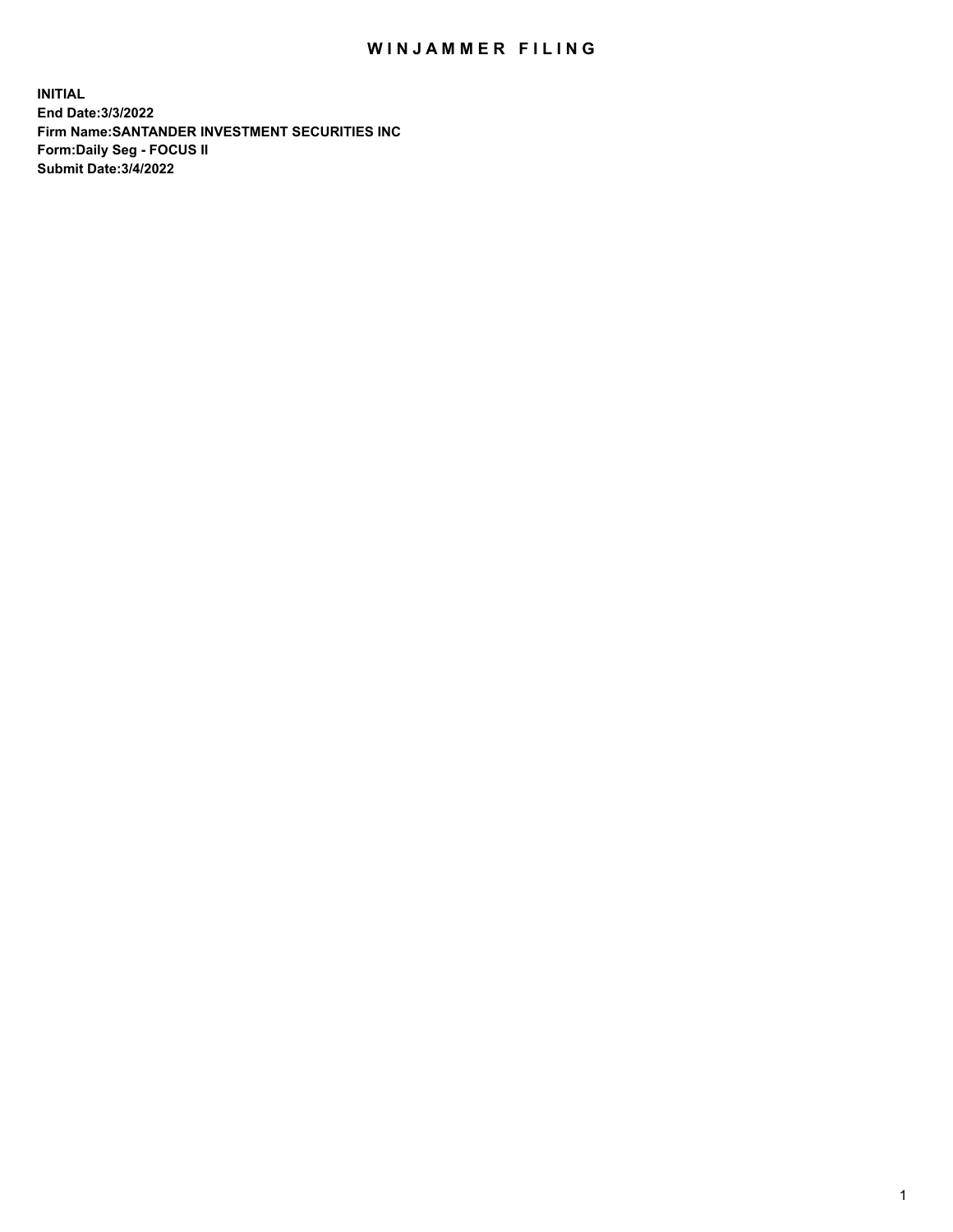# WINJAMMER FILING

**INITIAL**
**End Date:3/3/2022**
**Firm Name:SANTANDER INVESTMENT SECURITIES INC**
**Form:Daily Seg - FOCUS II**
**Submit Date:3/4/2022**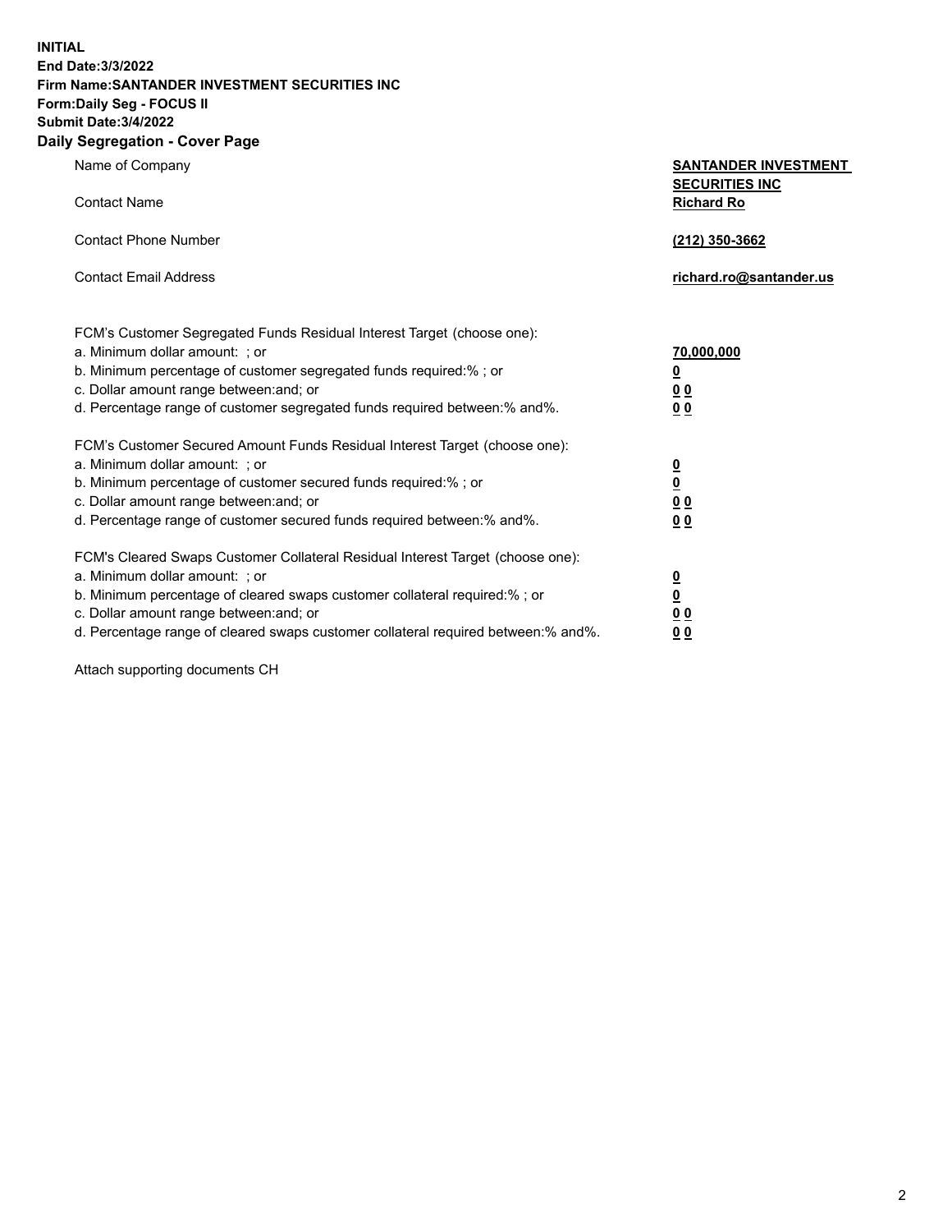**INITIAL**
**End Date:3/3/2022**
**Firm Name:SANTANDER INVESTMENT SECURITIES INC**
**Form:Daily Seg - FOCUS II**
**Submit Date:3/4/2022**

## Daily Segregation - Cover Page

| | |
|---|---|
| Name of Company | **SANTANDER INVESTMENT SECURITIES INC** |
| Contact Name | **Richard Ro** |
| Contact Phone Number | **(212) 350-3662** |
| Contact Email Address | **richard.ro@santander.us** |

FCM's Customer Segregated Funds Residual Interest Target (choose one):

| | |
|---|---|
| a. Minimum dollar amount: ; or | **70,000,000** |
| b. Minimum percentage of customer segregated funds required:% ; or | **0** |
| c. Dollar amount range between:and; or | **0 0** |
| d. Percentage range of customer segregated funds required between:% and%. | **0 0** |

FCM's Customer Secured Amount Funds Residual Interest Target (choose one):

| | |
|---|---|
| a. Minimum dollar amount: ; or | **0** |
| b. Minimum percentage of customer secured funds required:% ; or | **0** |
| c. Dollar amount range between:and; or | **0 0** |
| d. Percentage range of customer secured funds required between:% and%. | **0 0** |

FCM's Cleared Swaps Customer Collateral Residual Interest Target (choose one):

| | |
|---|---|
| a. Minimum dollar amount: ; or | **0** |
| b. Minimum percentage of cleared swaps customer collateral required:% ; or | **0** |
| c. Dollar amount range between:and; or | **0 0** |
| d. Percentage range of cleared swaps customer collateral required between:% and%. | **0 0** |

Attach supporting documents CH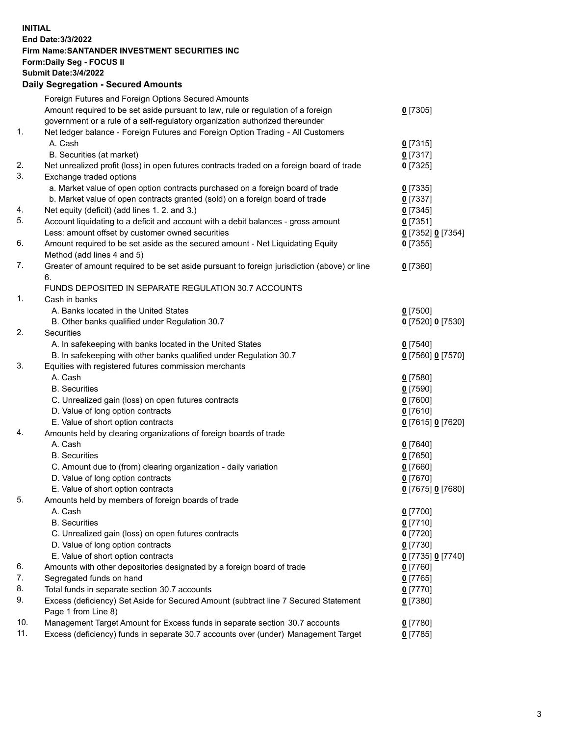**INITIAL**
**End Date:3/3/2022**
**Firm Name:SANTANDER INVESTMENT SECURITIES INC**
**Form:Daily Seg - FOCUS II**
**Submit Date:3/4/2022**

## Daily Segregation - Secured Amounts

| | | |
|---|---|---|
| | Foreign Futures and Foreign Options Secured Amounts | |
| | Amount required to be set aside pursuant to law, rule or regulation of a foreign government or a rule of a self-regulatory organization authorized thereunder | 0 [7305] |
| 1. | Net ledger balance - Foreign Futures and Foreign Option Trading - All Customers | |
| | A. Cash | 0 [7315] |
| | B. Securities (at market) | 0 [7317] |
| 2. | Net unrealized profit (loss) in open futures contracts traded on a foreign board of trade | 0 [7325] |
| 3. | Exchange traded options | |
| | a. Market value of open option contracts purchased on a foreign board of trade | 0 [7335] |
| | b. Market value of open contracts granted (sold) on a foreign board of trade | 0 [7337] |
| 4. | Net equity (deficit) (add lines 1. 2. and 3.) | 0 [7345] |
| 5. | Account liquidating to a deficit and account with a debit balances - gross amount | 0 [7351] |
| | Less: amount offset by customer owned securities | 0 [7352] 0 [7354] |
| 6. | Amount required to be set aside as the secured amount - Net Liquidating Equity Method (add lines 4 and 5) | 0 [7355] |
| 7. | Greater of amount required to be set aside pursuant to foreign jurisdiction (above) or line 6. | 0 [7360] |
| | FUNDS DEPOSITED IN SEPARATE REGULATION 30.7 ACCOUNTS | |
| 1. | Cash in banks | |
| | A. Banks located in the United States | 0 [7500] |
| | B. Other banks qualified under Regulation 30.7 | 0 [7520] 0 [7530] |
| 2. | Securities | |
| | A. In safekeeping with banks located in the United States | 0 [7540] |
| | B. In safekeeping with other banks qualified under Regulation 30.7 | 0 [7560] 0 [7570] |
| 3. | Equities with registered futures commission merchants | |
| | A. Cash | 0 [7580] |
| | B. Securities | 0 [7590] |
| | C. Unrealized gain (loss) on open futures contracts | 0 [7600] |
| | D. Value of long option contracts | 0 [7610] |
| | E. Value of short option contracts | 0 [7615] 0 [7620] |
| 4. | Amounts held by clearing organizations of foreign boards of trade | |
| | A. Cash | 0 [7640] |
| | B. Securities | 0 [7650] |
| | C. Amount due to (from) clearing organization - daily variation | 0 [7660] |
| | D. Value of long option contracts | 0 [7670] |
| | E. Value of short option contracts | 0 [7675] 0 [7680] |
| 5. | Amounts held by members of foreign boards of trade | |
| | A. Cash | 0 [7700] |
| | B. Securities | 0 [7710] |
| | C. Unrealized gain (loss) on open futures contracts | 0 [7720] |
| | D. Value of long option contracts | 0 [7730] |
| | E. Value of short option contracts | 0 [7735] 0 [7740] |
| 6. | Amounts with other depositories designated by a foreign board of trade | 0 [7760] |
| 7. | Segregated funds on hand | 0 [7765] |
| 8. | Total funds in separate section 30.7 accounts | 0 [7770] |
| 9. | Excess (deficiency) Set Aside for Secured Amount (subtract line 7 Secured Statement Page 1 from Line 8) | 0 [7380] |
| 10. | Management Target Amount for Excess funds in separate section 30.7 accounts | 0 [7780] |
| 11. | Excess (deficiency) funds in separate 30.7 accounts over (under) Management Target | 0 [7785] |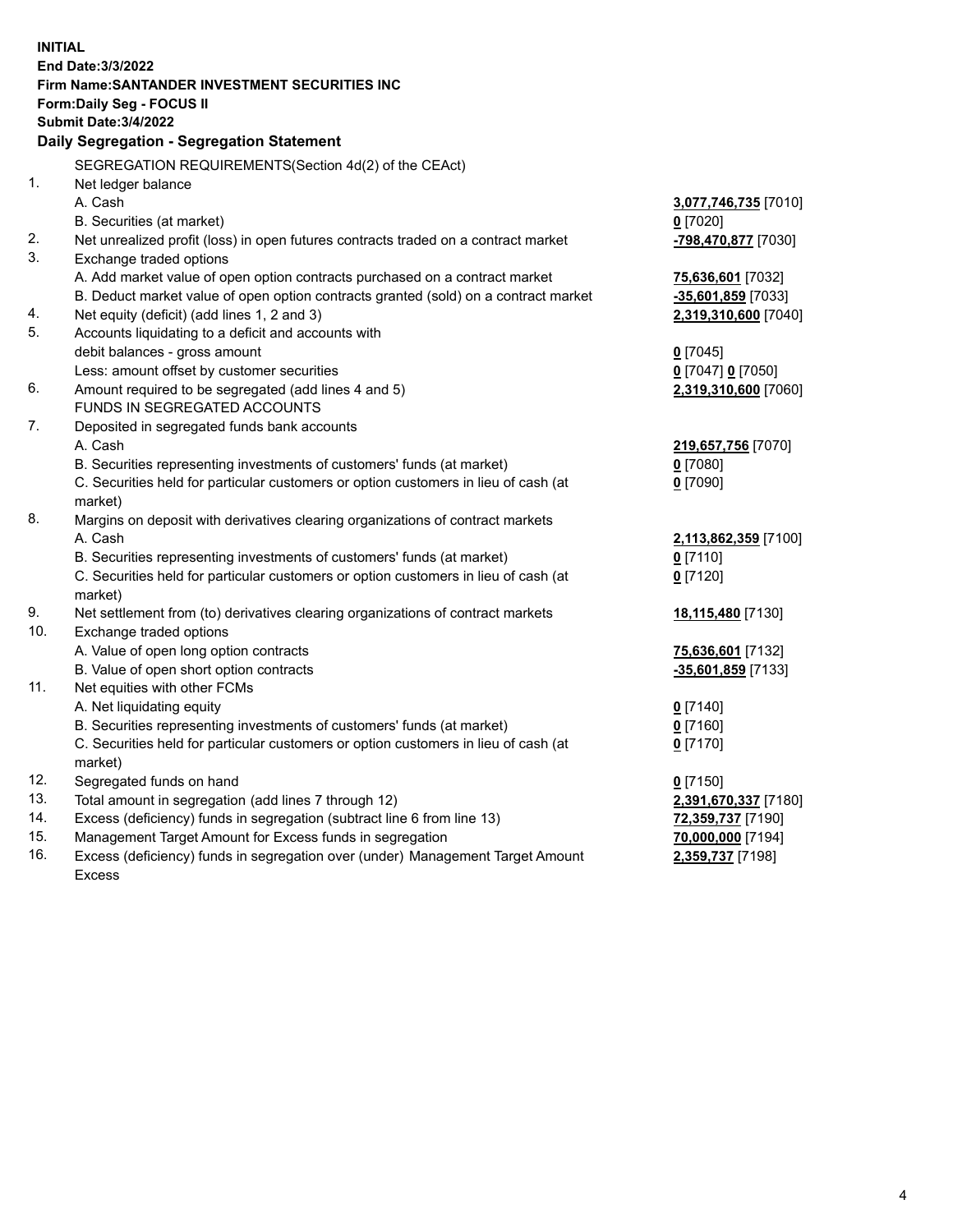**INITIAL**
**End Date:3/3/2022**
**Firm Name:SANTANDER INVESTMENT SECURITIES INC**
**Form:Daily Seg - FOCUS II**
**Submit Date:3/4/2022**

## Daily Segregation - Segregation Statement

| | | |
|---|---|---|
| | SEGREGATION REQUIREMENTS(Section 4d(2) of the CEAct) | |
| 1. | Net ledger balance | |
| | A. Cash | **3,077,746,735** [7010] |
| | B. Securities (at market) | **0** [7020] |
| 2. | Net unrealized profit (loss) in open futures contracts traded on a contract market | **-798,470,877** [7030] |
| 3. | Exchange traded options | |
| | A. Add market value of open option contracts purchased on a contract market | **75,636,601** [7032] |
| | B. Deduct market value of open option contracts granted (sold) on a contract market | **-35,601,859** [7033] |
| 4. | Net equity (deficit) (add lines 1, 2 and 3) | **2,319,310,600** [7040] |
| 5. | Accounts liquidating to a deficit and accounts with debit balances - gross amount | **0** [7045] |
| | Less: amount offset by customer securities | **0** [7047] **0** [7050] |
| 6. | Amount required to be segregated (add lines 4 and 5) | **2,319,310,600** [7060] |
| | FUNDS IN SEGREGATED ACCOUNTS | |
| 7. | Deposited in segregated funds bank accounts | |
| | A. Cash | **219,657,756** [7070] |
| | B. Securities representing investments of customers' funds (at market) | **0** [7080] |
| | C. Securities held for particular customers or option customers in lieu of cash (at market) | **0** [7090] |
| 8. | Margins on deposit with derivatives clearing organizations of contract markets | |
| | A. Cash | **2,113,862,359** [7100] |
| | B. Securities representing investments of customers' funds (at market) | **0** [7110] |
| | C. Securities held for particular customers or option customers in lieu of cash (at market) | **0** [7120] |
| 9. | Net settlement from (to) derivatives clearing organizations of contract markets | **18,115,480** [7130] |
| 10. | Exchange traded options | |
| | A. Value of open long option contracts | **75,636,601** [7132] |
| | B. Value of open short option contracts | **-35,601,859** [7133] |
| 11. | Net equities with other FCMs | |
| | A. Net liquidating equity | **0** [7140] |
| | B. Securities representing investments of customers' funds (at market) | **0** [7160] |
| | C. Securities held for particular customers or option customers in lieu of cash (at market) | **0** [7170] |
| 12. | Segregated funds on hand | **0** [7150] |
| 13. | Total amount in segregation (add lines 7 through 12) | **2,391,670,337** [7180] |
| 14. | Excess (deficiency) funds in segregation (subtract line 6 from line 13) | **72,359,737** [7190] |
| 15. | Management Target Amount for Excess funds in segregation | **70,000,000** [7194] |
| 16. | Excess (deficiency) funds in segregation over (under) Management Target Amount Excess | **2,359,737** [7198] |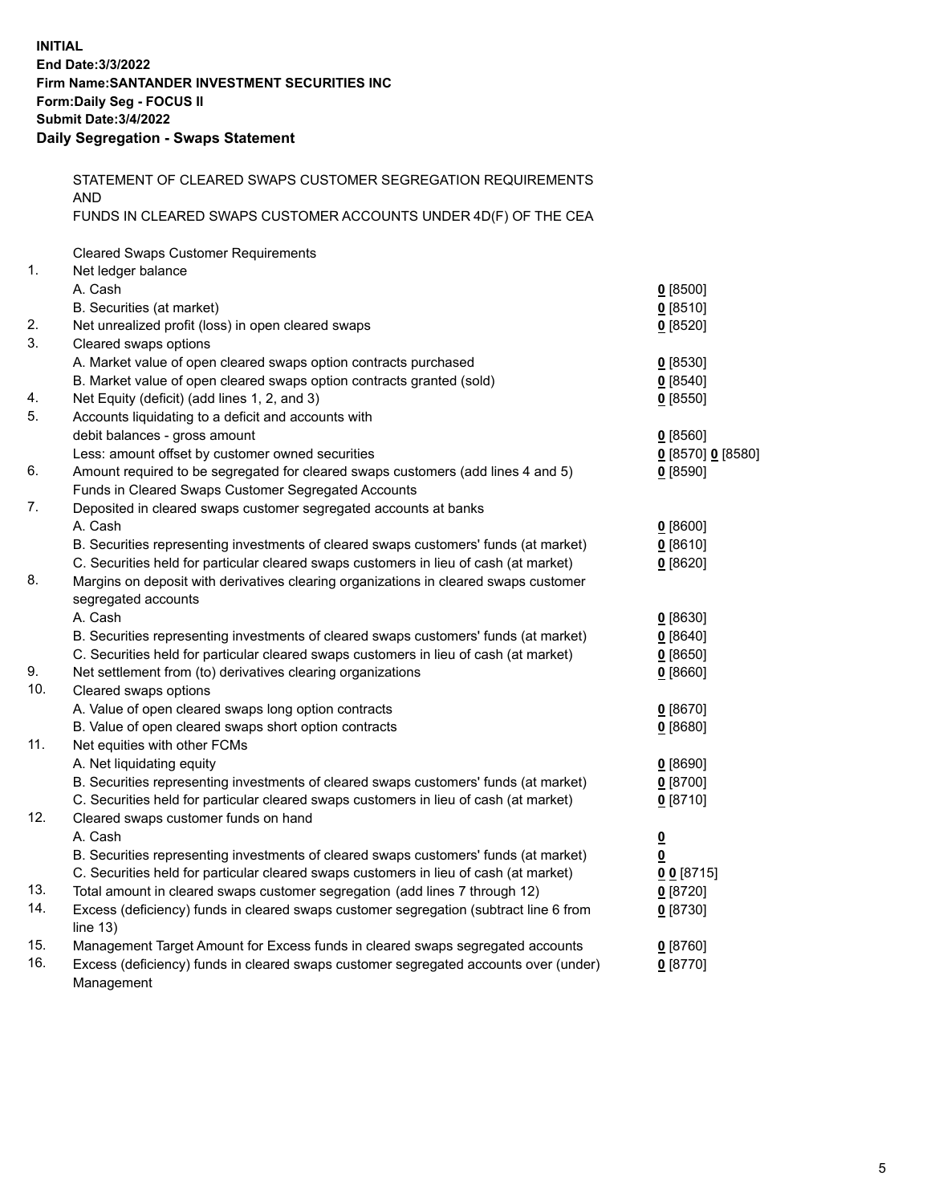**INITIAL**
**End Date:3/3/2022**
**Firm Name:SANTANDER INVESTMENT SECURITIES INC**
**Form:Daily Seg - FOCUS II**
**Submit Date:3/4/2022**
**Daily Segregation - Swaps Statement**

STATEMENT OF CLEARED SWAPS CUSTOMER SEGREGATION REQUIREMENTS AND
FUNDS IN CLEARED SWAPS CUSTOMER ACCOUNTS UNDER 4D(F) OF THE CEA

| | | |
|---|---|---|
| | Cleared Swaps Customer Requirements | |
| 1. | Net ledger balance | |
| | A. Cash | 0 [8500] |
| | B. Securities (at market) | 0 [8510] |
| 2. | Net unrealized profit (loss) in open cleared swaps | 0 [8520] |
| 3. | Cleared swaps options | |
| | A. Market value of open cleared swaps option contracts purchased | 0 [8530] |
| | B. Market value of open cleared swaps option contracts granted (sold) | 0 [8540] |
| 4. | Net Equity (deficit) (add lines 1, 2, and 3) | 0 [8550] |
| 5. | Accounts liquidating to a deficit and accounts with debit balances - gross amount | 0 [8560] |
| | Less: amount offset by customer owned securities | 0 [8570] 0 [8580] |
| 6. | Amount required to be segregated for cleared swaps customers (add lines 4 and 5) | 0 [8590] |
| | Funds in Cleared Swaps Customer Segregated Accounts | |
| 7. | Deposited in cleared swaps customer segregated accounts at banks | |
| | A. Cash | 0 [8600] |
| | B. Securities representing investments of cleared swaps customers' funds (at market) | 0 [8610] |
| | C. Securities held for particular cleared swaps customers in lieu of cash (at market) | 0 [8620] |
| 8. | Margins on deposit with derivatives clearing organizations in cleared swaps customer segregated accounts | |
| | A. Cash | 0 [8630] |
| | B. Securities representing investments of cleared swaps customers' funds (at market) | 0 [8640] |
| | C. Securities held for particular cleared swaps customers in lieu of cash (at market) | 0 [8650] |
| 9. | Net settlement from (to) derivatives clearing organizations | 0 [8660] |
| 10. | Cleared swaps options | |
| | A. Value of open cleared swaps long option contracts | 0 [8670] |
| | B. Value of open cleared swaps short option contracts | 0 [8680] |
| 11. | Net equities with other FCMs | |
| | A. Net liquidating equity | 0 [8690] |
| | B. Securities representing investments of cleared swaps customers' funds (at market) | 0 [8700] |
| | C. Securities held for particular cleared swaps customers in lieu of cash (at market) | 0 [8710] |
| 12. | Cleared swaps customer funds on hand | |
| | A. Cash | 0 |
| | B. Securities representing investments of cleared swaps customers' funds (at market) | 0 |
| | C. Securities held for particular cleared swaps customers in lieu of cash (at market) | 0 0 [8715] |
| 13. | Total amount in cleared swaps customer segregation (add lines 7 through 12) | 0 [8720] |
| 14. | Excess (deficiency) funds in cleared swaps customer segregation (subtract line 6 from line 13) | 0 [8730] |
| 15. | Management Target Amount for Excess funds in cleared swaps segregated accounts | 0 [8760] |
| 16. | Excess (deficiency) funds in cleared swaps customer segregated accounts over (under) Management | 0 [8770] |